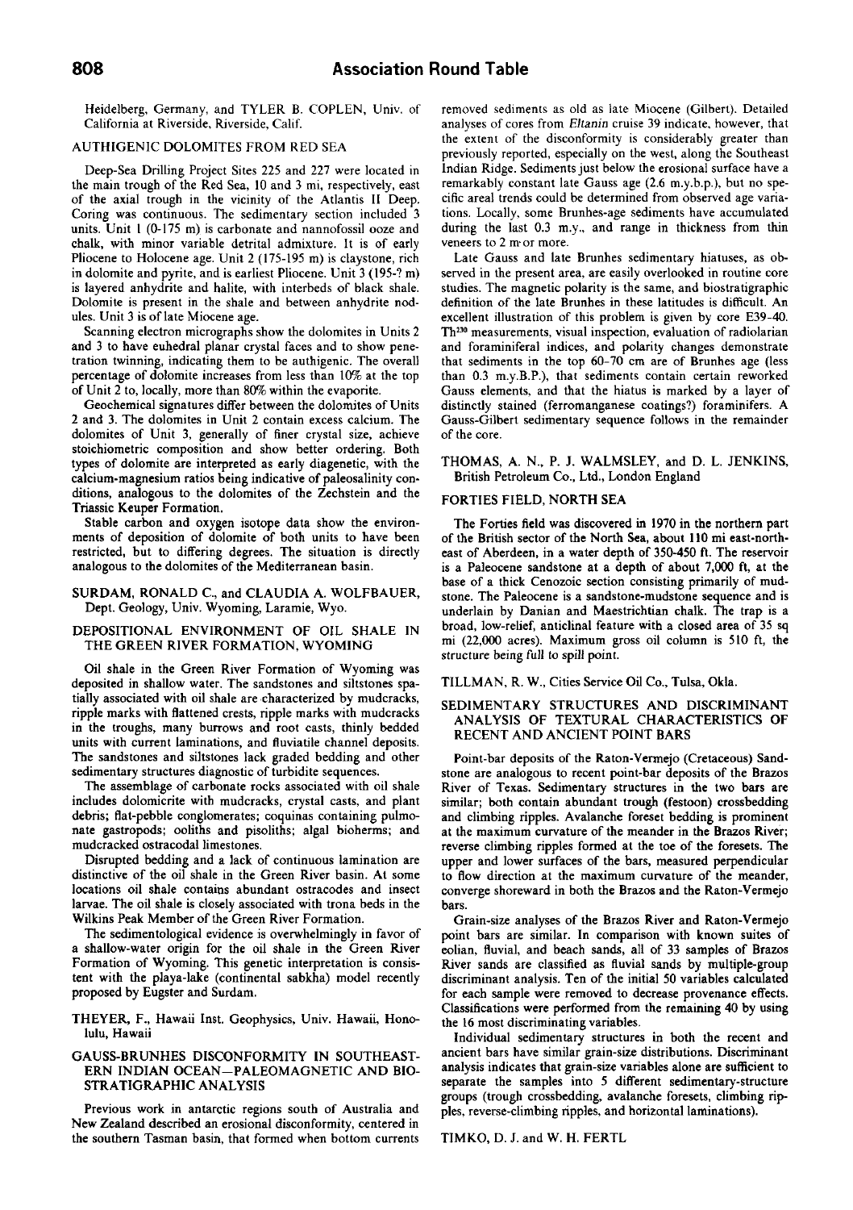Heidelberg, Germany, and TYLER B. COPLEN, Univ. of California at Riverside, Riverside, Calif.

## AUTHIGENIC DOLOMITES FROM RED SEA

Deep-Sea Drilling Project Sites 225 and 227 were located in the main trough of the Red Sea, 10 and 3 mi, respectively, east of the axial trough in the vicinity of the Atlantis II Deep. Coring was continuous. The sedimentary section included 3 units. Unit 1 (0-175 m) is carbonate and nannofossil ooze and chalk, with minor variable detrital admixture. It is of early Pliocene to Holocene age. Unit 2 (175-195 m) is claystone, rich in dolomite and pyrite, and is earliest Pliocene. Unit 3 (195-? m) is layered anhydrite and halite, with interbeds of black shale. Dolomite is present in the shale and between anhydrite nodules. Unit 3 is of late Miocene age.

Scanning electron micrographs show the dolomites in Units 2 and 3 to have euhedral planar crystal faces and to show penetration twinning, indicating them to be authigenic. The overall percentage of dolomite increases from less than 10% at the top of Unit 2 to, locally, more than 80% within the evaporite.

Geochemical signatures differ between the dolomites of Units 2 and 3. The dolomites in Unit 2 contain excess calcium. The dolomites of Unit 3, generally of finer crystal size, achieve stoichiometric composition and show better ordering. Both types of dolomite are interpreted as early diagenetic, with the calcium-magnesium ratios being indicative of paleosalinity conditions, analogous to the dolomites of the Zechstein and the Triassic Keuper Formation.

Stable carbon and oxygen isotope data show the environments of deposition of dolomite of both units to have been restricted, but to differing degrees. The situation is directly analogous to the dolomites of the Mediterranean basin.

SURDAM, RONALD C., and CLAUDIA A. WOLFBAUER, Dept. Geology, Univ. Wyoming, Laramie, Wyo.

## DEPOSITIONAL ENVIRONMENT OF OIL SHALE IN THE GREEN RIVER FORMATION, WYOMING

Oil shale in the Green River Formation of Wyoming was deposited in shallow water. The sandstones and siltstones spatially associated with oil shale are characterized by mudcracks, ripple marks with flattened crests, ripple marks with mudcracks in the troughs, many burrows and root casts, thinly bedded units with current laminations, and fluviatile channel deposits. The sandstones and siltstones lack graded bedding and other sedimentary structures diagnostic of turbidite sequences.

The assemblage of carbonate rocks associated with oil shale includes dolomicrite with mudcracks, crystal casts, and plant debris; flat-pebble conglomerates; coquinas containing pulmonate gastropods; ooliths and pisoliths; algal bioherms; and mudcracked ostracodal limestones.

Disrupted bedding and a lack of continuous lamination are distinctive of the oil shale in the Green River basin. At some locations oil shale contains abundant ostracodes and insect larvae. The oil shale is closely associated with trona beds in the Wilkins Peak Member of the Green River Formation.

The sedimentological evidence is overwhelmingly in favor of a shallow-water origin for the oil shale in the Green River Formation of Wyoming. This genetic interpretation is consistent with the playa-lake (continental sabkha) model recently proposed by Eugster and Surdam.

THEYER, F., Hawaii Inst. Geophysics, Univ. Hawaii, Honolulu, Hawaii

## GAUSS-BRUNHES DISCONFORMITY IN SOUTHEASTERN INDIAN OCEAN—PALEOMAGNETIC AND BIOSTRATIGRAPHIC ANALYSIS

Previous work in antarctic regions south of Australia and New Zealand described an erosional disconformity, centered in the southern Tasman basin, that formed when bottom currents removed sediments as old as late Miocene (Gilbert). Detailed analyses of cores from *Eltanin* cruise 39 indicate, however, that the extent of the disconformity is considerably greater than previously reported, especially on the west, along the Southeast Indian Ridge. Sediments just below the erosional surface have a remarkably constant late Gauss age (2.6 m.y.b.p.), but no specific areal trends could be determined from observed age variations. Locally, some Brunhes-age sediments have accumulated during the last 0.3 m.y., and range in thickness from thin veneers to 2 m or more.

Late Gauss and late Brunhes sedimentary hiatuses, as observed in the present area, are easily overlooked in routine core studies. The magnetic polarity is the same, and biostratigraphic definition of the late Brunhes in these latitudes is difficult. An excellent illustration of this problem is given by core E39-40. $Th^{230}$ measurements, visual inspection, evaluation of radiolarian and foraminiferal indices, and polarity changes demonstrate that sediments in the top 60-70 cm are of Brunhes age (less than 0.3 m.y.B.P.), that sediments contain certain reworked Gauss elements, and that the hiatus is marked by a layer of distinctly stained (ferromanganese coatings?) foraminifers. A Gauss-Gilbert sedimentary sequence follows in the remainder of the core.

THOMAS, A. N., P. J. WALMSLEY, and D. L. JENKINS, British Petroleum Co., Ltd., London England

## FORTIES FIELD, NORTH SEA

The Forties field was discovered in 1970 in the northern part of the British sector of the North Sea, about 110 mi east-northeast of Aberdeen, in a water depth of 350-450 ft. The reservoir is a Paleocene sandstone at a depth of about 7,000 ft, at the base of a thick Cenozoic section consisting primarily of mudstone. The Paleocene is a sandstone-mudstone sequence and is underlain by Danian and Maestrichtian chalk. The trap is a broad, low-relief, anticlinal feature with a closed area of 35 sq mi (22,000 acres). Maximum gross oil column is 510 ft, the structure being full to spill point.

TILLMAN, R. W., Cities Service Oil Co., Tulsa, Okla.

## SEDIMENTARY STRUCTURES AND DISCRIMINANT ANALYSIS OF TEXTURAL CHARACTERISTICS OF RECENT AND ANCIENT POINT BARS

Point-bar deposits of the Raton-Vermejo (Cretaceous) Sandstone are analogous to recent point-bar deposits of the Brazos River of Texas. Sedimentary structures in the two bars are similar; both contain abundant trough (festoon) crossbedding and climbing ripples. Avalanche foreset bedding is prominent at the maximum curvature of the meander in the Brazos River; reverse climbing ripples formed at the toe of the foresets. The upper and lower surfaces of the bars, measured perpendicular to flow direction at the maximum curvature of the meander, converge shoreward in both the Brazos and the Raton-Vermejo bars.

Grain-size analyses of the Brazos River and Raton-Vermejo point bars are similar. In comparison with known suites of eolian, fluvial, and beach sands, all of 33 samples of Brazos River sands are classified as fluvial sands by multiple-group discriminant analysis. Ten of the initial 50 variables calculated for each sample were removed to decrease provenance effects. Classifications were performed from the remaining 40 by using the 16 most discriminating variables.

Individual sedimentary structures in both the recent and ancient bars have similar grain-size distributions. Discriminant analysis indicates that grain-size variables alone are sufficient to separate the samples into 5 different sedimentary-structure groups (trough crossbedding, avalanche foresets, climbing ripples, reverse-climbing ripples, and horizontal laminations).

TIMKO, D. J. and W. H. FERTL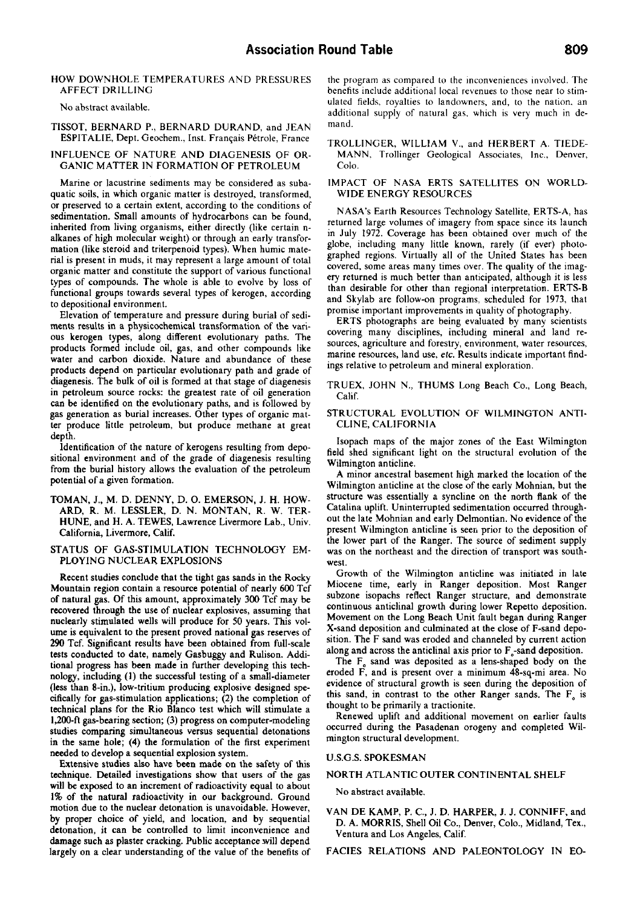HOW DOWNHOLE TEMPERATURES AND PRESSURES AFFECT DRILLING

No abstract available.

TISSOT, BERNARD P., BERNARD DURAND, and JEAN ESPITALIE, Dept. Geochem., Inst. Français Pétrole, France

INFLUENCE OF NATURE AND DIAGENESIS OF ORGANIC MATTER IN FORMATION OF PETROLEUM

Marine or lacustrine sediments may be considered as subaquatic soils, in which organic matter is destroyed, transformed, or preserved to a certain extent, according to the conditions of sedimentation. Small amounts of hydrocarbons can be found, inherited from living organisms, either directly (like certain n-alkanes of high molecular weight) or through an early transformation (like steroid and triterpenoid types). When humic material is present in muds, it may represent a large amount of total organic matter and constitute the support of various functional types of compounds. The whole is able to evolve by loss of functional groups towards several types of kerogen, according to depositional environment.

Elevation of temperature and pressure during burial of sediments results in a physicochemical transformation of the various kerogen types, along different evolutionary paths. The products formed include oil, gas, and other compounds like water and carbon dioxide. Nature and abundance of these products depend on particular evolutionary path and grade of diagenesis. The bulk of oil is formed at that stage of diagenesis in petroleum source rocks: the greatest rate of oil generation can be identified on the evolutionary paths, and is followed by gas generation as burial increases. Other types of organic matter produce little petroleum, but produce methane at great depth.

Identification of the nature of kerogens resulting from depositional environment and of the grade of diagenesis resulting from the burial history allows the evaluation of the petroleum potential of a given formation.

TOMAN, J., M. D. DENNY, D. O. EMERSON, J. H. HOWARD, R. M. LESSLER, D. N. MONTAN, R. W. TERHUNE, and H. A. TEWES, Lawrence Livermore Lab., Univ. California, Livermore, Calif.

STATUS OF GAS-STIMULATION TECHNOLOGY EMPLOYING NUCLEAR EXPLOSIONS

Recent studies conclude that the tight gas sands in the Rocky Mountain region contain a resource potential of nearly 600 Tcf of natural gas. Of this amount, approximately 300 Tcf may be recovered through the use of nuclear explosives, assuming that nuclearly stimulated wells will produce for 50 years. This volume is equivalent to the present proved national gas reserves of 290 Tcf. Significant results have been obtained from full-scale tests conducted to date, namely Gasbuggy and Rulison. Additional progress has been made in further developing this technology, including (1) the successful testing of a small-diameter (less than 8-in.), low-tritium producing explosive designed specifically for gas-stimulation applications; (2) the completion of technical plans for the Rio Blanco test which will stimulate a 1,200-ft gas-bearing section; (3) progress on computer-modeling studies comparing simultaneous versus sequential detonations in the same hole; (4) the formulation of the first experiment needed to develop a sequential explosion system.

Extensive studies also have been made on the safety of this technique. Detailed investigations show that users of the gas will be exposed to an increment of radioactivity equal to about 1% of the natural radioactivity in our background. Ground motion due to the nuclear detonation is unavoidable. However, by proper choice of yield, and location, and by sequential detonation, it can be controlled to limit inconvenience and damage such as plaster cracking. Public acceptance will depend largely on a clear understanding of the value of the benefits of the program as compared to the inconveniences involved. The benefits include additional local revenues to those near to stimulated fields, royalties to landowners, and, to the nation, an additional supply of natural gas, which is very much in demand.

TROLLINGER, WILLIAM V., and HERBERT A. TIEDEMANN, Trollinger Geological Associates, Inc., Denver, Colo.

IMPACT OF NASA ERTS SATELLITES ON WORLDWIDE ENERGY RESOURCES

NASA's Earth Resources Technology Satellite, ERTS-A, has returned large volumes of imagery from space since its launch in July 1972. Coverage has been obtained over much of the globe, including many little known, rarely (if ever) photographed regions. Virtually all of the United States has been covered, some areas many times over. The quality of the imagery returned is much better than anticipated, although it is less than desirable for other than regional interpretation. ERTS-B and Skylab are follow-on programs, scheduled for 1973, that promise important improvements in quality of photography.

ERTS photographs are being evaluated by many scientists covering many disciplines, including mineral and land resources, agriculture and forestry, environment, water resources, marine resources, land use, *etc.* Results indicate important findings relative to petroleum and mineral exploration.

TRUEX, JOHN N., THUMS Long Beach Co., Long Beach, Calif.

STRUCTURAL EVOLUTION OF WILMINGTON ANTICLINE, CALIFORNIA

Isopach maps of the major zones of the East Wilmington field shed significant light on the structural evolution of the Wilmington anticline.

A minor ancestral basement high marked the location of the Wilmington anticline at the close of the early Mohnian, but the structure was essentially a syncline on the north flank of the Catalina uplift. Uninterrupted sedimentation occurred throughout the late Mohnian and early Delmontian. No evidence of the present Wilmington anticline is seen prior to the deposition of the lower part of the Ranger. The source of sediment supply was on the northeast and the direction of transport was southwest.

Growth of the Wilmington anticline was initiated in late Miocene time, early in Ranger deposition. Most Ranger subzone isopachs reflect Ranger structure, and demonstrate continuous anticlinal growth during lower Repetto deposition. Movement on the Long Beach Unit fault began during Ranger X-sand deposition and culminated at the close of F-sand deposition. The F sand was eroded and channeled by current action along and across the anticlinal axis prior to $F_o$-sand deposition.

The $F_o$ sand was deposited as a lens-shaped body on the eroded F, and is present over a minimum 48-sq-mi area. No evidence of structural growth is seen during the deposition of this sand, in contrast to the other Ranger sands. The $F_o$ is thought to be primarily a tractionite.

Renewed uplift and additional movement on earlier faults occurred during the Pasadenan orogeny and completed Wilmington structural development.

U.S.G.S. SPOKESMAN

NORTH ATLANTIC OUTER CONTINENTAL SHELF

No abstract available.

VAN DE KAMP, P. C., J. D. HARPER, J. J. CONNIFF, and D. A. MORRIS, Shell Oil Co., Denver, Colo., Midland, Tex., Ventura and Los Angeles, Calif.

FACIES RELATIONS AND PALEONTOLOGY IN EO-